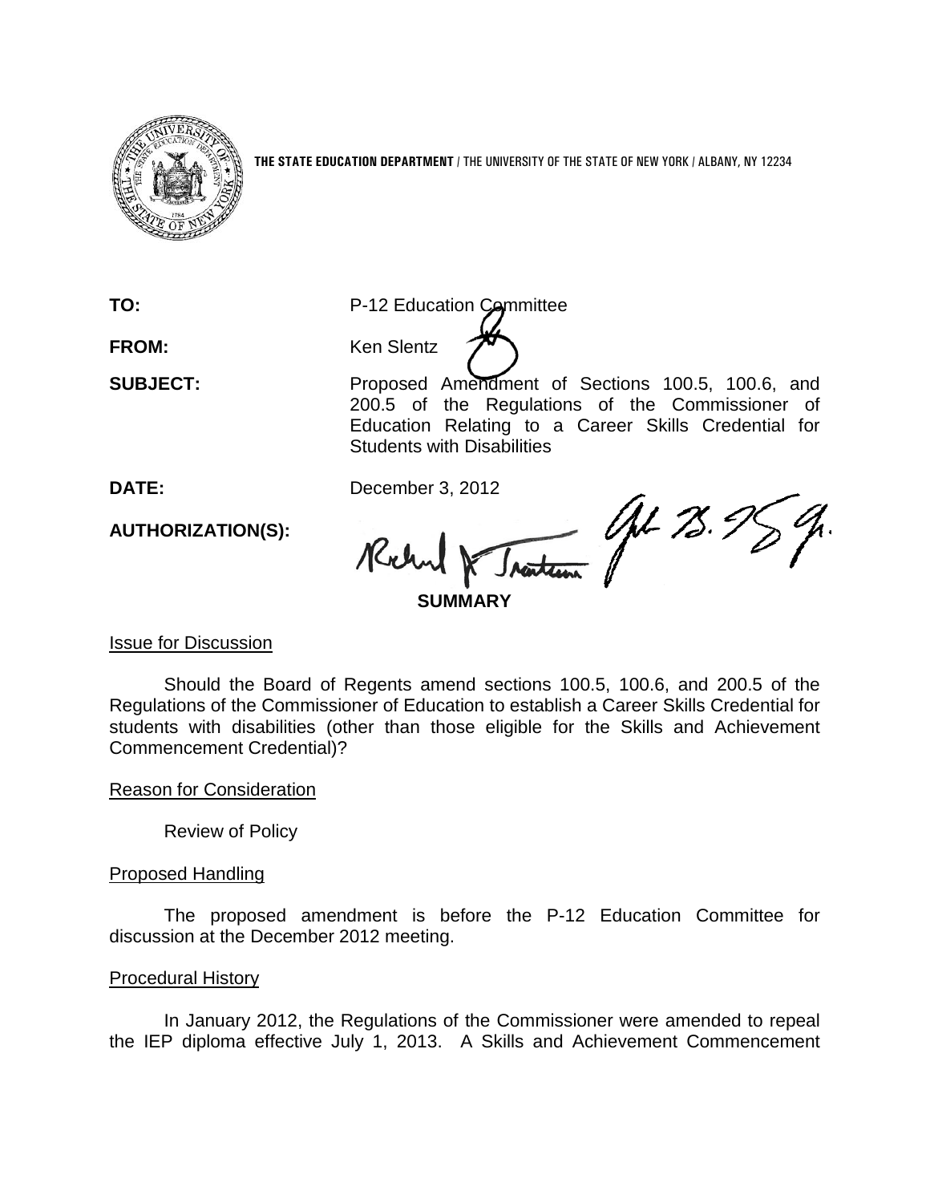**THE STATE EDUCATION DEPARTMENT** / THE UNIVERSITY OF THE STATE OF NEW YORK / ALBANY, NY 12234

**TO:** P-12 Education Committee

**FROM:** Ken Slentz

**SUBJECT:** Proposed Amendment of Sections 100.5, 100.6, and 200.5 of the Regulations of the Commissioner of Education Relating to a Career Skills Credential for Students with Disabilities

**DATE:** December 3, 2012

**AUTHORIZATION(S):**

**SUMMARY**

Issue for Discussion

Should the Board of Regents amend sections 100.5, 100.6, and 200.5 of the Regulations of the Commissioner of Education to establish a Career Skills Credential for students with disabilities (other than those eligible for the Skills and Achievement Commencement Credential)?

Reason for Consideration

Review of Policy

Proposed Handling

The proposed amendment is before the P-12 Education Committee for discussion at the December 2012 meeting.

Procedural History

In January 2012, the Regulations of the Commissioner were amended to repeal the IEP diploma effective July 1, 2013. A Skills and Achievement Commencement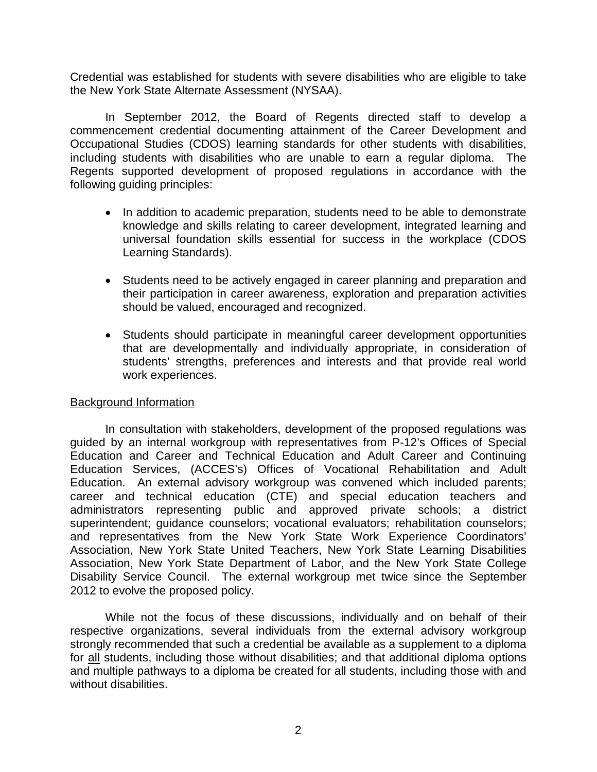Credential was established for students with severe disabilities who are eligible to take the New York State Alternate Assessment (NYSAA).

In September 2012, the Board of Regents directed staff to develop a commencement credential documenting attainment of the Career Development and Occupational Studies (CDOS) learning standards for other students with disabilities, including students with disabilities who are unable to earn a regular diploma. The Regents supported development of proposed regulations in accordance with the following guiding principles:

- In addition to academic preparation, students need to be able to demonstrate knowledge and skills relating to career development, integrated learning and universal foundation skills essential for success in the workplace (CDOS Learning Standards).
- Students need to be actively engaged in career planning and preparation and their participation in career awareness, exploration and preparation activities should be valued, encouraged and recognized.
- Students should participate in meaningful career development opportunities that are developmentally and individually appropriate, in consideration of students' strengths, preferences and interests and that provide real world work experiences.

<u>Background Information</u>

In consultation with stakeholders, development of the proposed regulations was guided by an internal workgroup with representatives from P-12's Offices of Special Education and Career and Technical Education and Adult Career and Continuing Education Services, (ACCES's) Offices of Vocational Rehabilitation and Adult Education. An external advisory workgroup was convened which included parents; career and technical education (CTE) and special education teachers and administrators representing public and approved private schools; a district superintendent; guidance counselors; vocational evaluators; rehabilitation counselors; and representatives from the New York State Work Experience Coordinators' Association, New York State United Teachers, New York State Learning Disabilities Association, New York State Department of Labor, and the New York State College Disability Service Council. The external workgroup met twice since the September 2012 to evolve the proposed policy.

While not the focus of these discussions, individually and on behalf of their respective organizations, several individuals from the external advisory workgroup strongly recommended that such a credential be available as a supplement to a diploma for <u>all</u> students, including those without disabilities; and that additional diploma options and multiple pathways to a diploma be created for all students, including those with and without disabilities.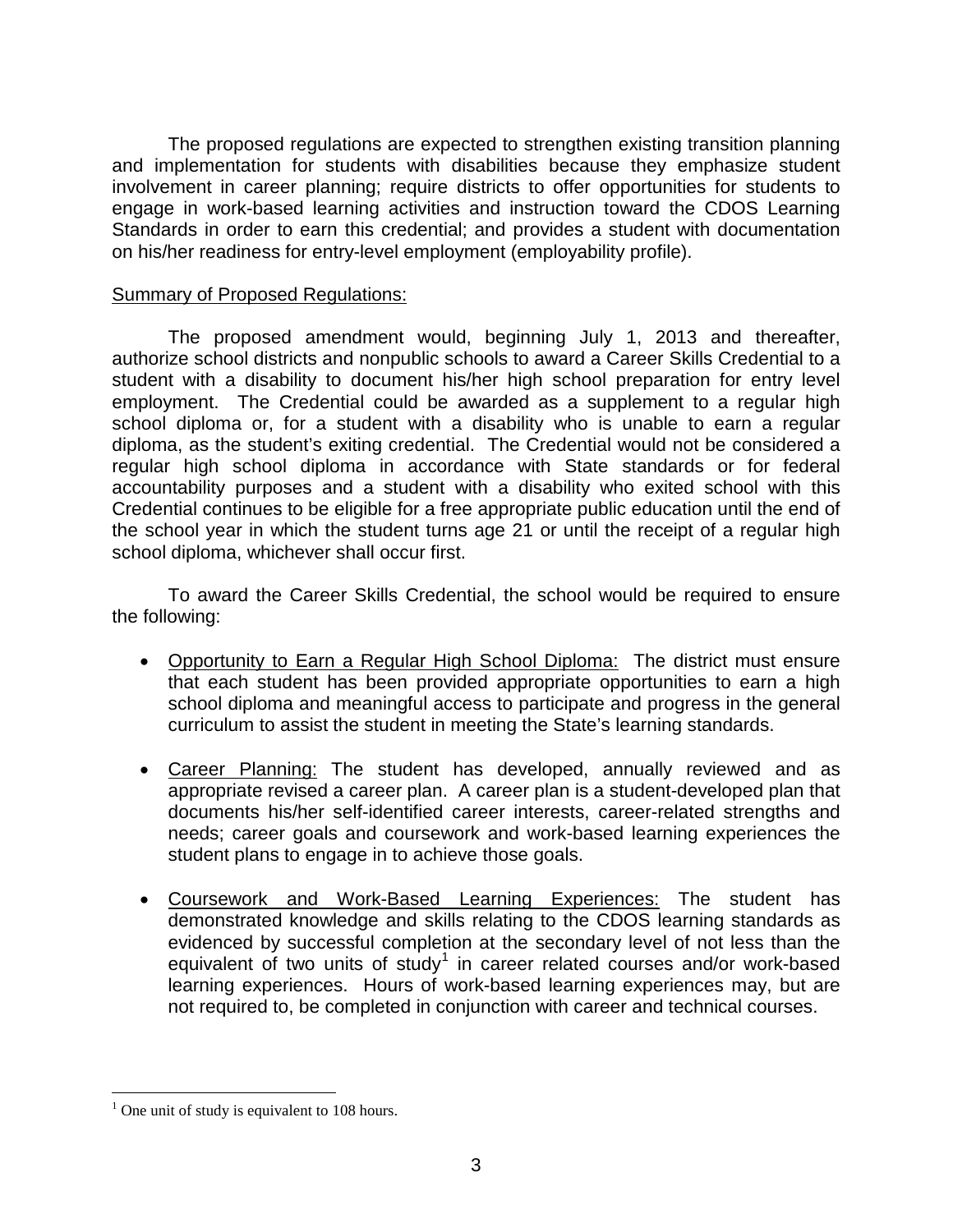The proposed regulations are expected to strengthen existing transition planning and implementation for students with disabilities because they emphasize student involvement in career planning; require districts to offer opportunities for students to engage in work-based learning activities and instruction toward the CDOS Learning Standards in order to earn this credential; and provides a student with documentation on his/her readiness for entry-level employment (employability profile).

Summary of Proposed Regulations:

The proposed amendment would, beginning July 1, 2013 and thereafter, authorize school districts and nonpublic schools to award a Career Skills Credential to a student with a disability to document his/her high school preparation for entry level employment. The Credential could be awarded as a supplement to a regular high school diploma or, for a student with a disability who is unable to earn a regular diploma, as the student's exiting credential. The Credential would not be considered a regular high school diploma in accordance with State standards or for federal accountability purposes and a student with a disability who exited school with this Credential continues to be eligible for a free appropriate public education until the end of the school year in which the student turns age 21 or until the receipt of a regular high school diploma, whichever shall occur first.

To award the Career Skills Credential, the school would be required to ensure the following:

- Opportunity to Earn a Regular High School Diploma: The district must ensure that each student has been provided appropriate opportunities to earn a high school diploma and meaningful access to participate and progress in the general curriculum to assist the student in meeting the State's learning standards.
- Career Planning: The student has developed, annually reviewed and as appropriate revised a career plan. A career plan is a student-developed plan that documents his/her self-identified career interests, career-related strengths and needs; career goals and coursework and work-based learning experiences the student plans to engage in to achieve those goals.
- Coursework and Work-Based Learning Experiences: The student has demonstrated knowledge and skills relating to the CDOS learning standards as evidenced by successful completion at the secondary level of not less than the equivalent of two units of study[1] in career related courses and/or work-based learning experiences. Hours of work-based learning experiences may, but are not required to, be completed in conjunction with career and technical courses.

[1] One unit of study is equivalent to 108 hours.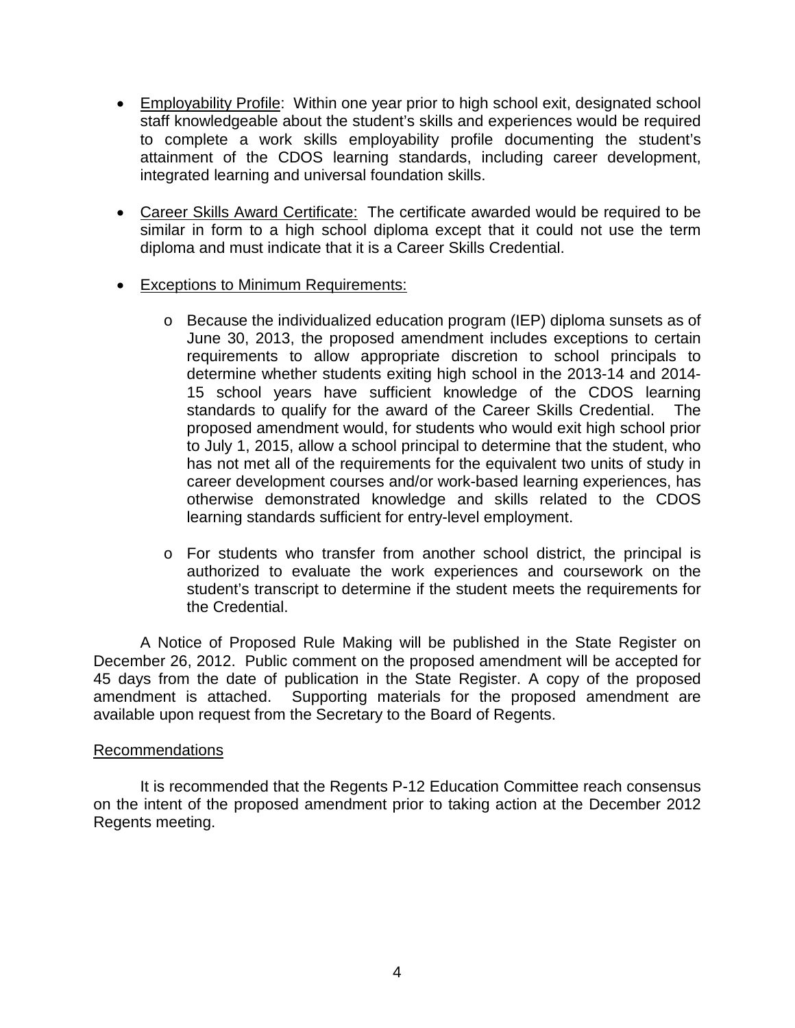- Employability Profile: Within one year prior to high school exit, designated school staff knowledgeable about the student's skills and experiences would be required to complete a work skills employability profile documenting the student's attainment of the CDOS learning standards, including career development, integrated learning and universal foundation skills.

- Career Skills Award Certificate: The certificate awarded would be required to be similar in form to a high school diploma except that it could not use the term diploma and must indicate that it is a Career Skills Credential.

- Exceptions to Minimum Requirements:

  - Because the individualized education program (IEP) diploma sunsets as of June 30, 2013, the proposed amendment includes exceptions to certain requirements to allow appropriate discretion to school principals to determine whether students exiting high school in the 2013-14 and 2014-15 school years have sufficient knowledge of the CDOS learning standards to qualify for the award of the Career Skills Credential. The proposed amendment would, for students who would exit high school prior to July 1, 2015, allow a school principal to determine that the student, who has not met all of the requirements for the equivalent two units of study in career development courses and/or work-based learning experiences, has otherwise demonstrated knowledge and skills related to the CDOS learning standards sufficient for entry-level employment.

  - For students who transfer from another school district, the principal is authorized to evaluate the work experiences and coursework on the student's transcript to determine if the student meets the requirements for the Credential.

A Notice of Proposed Rule Making will be published in the State Register on December 26, 2012. Public comment on the proposed amendment will be accepted for 45 days from the date of publication in the State Register. A copy of the proposed amendment is attached. Supporting materials for the proposed amendment are available upon request from the Secretary to the Board of Regents.

## Recommendations

It is recommended that the Regents P-12 Education Committee reach consensus on the intent of the proposed amendment prior to taking action at the December 2012 Regents meeting.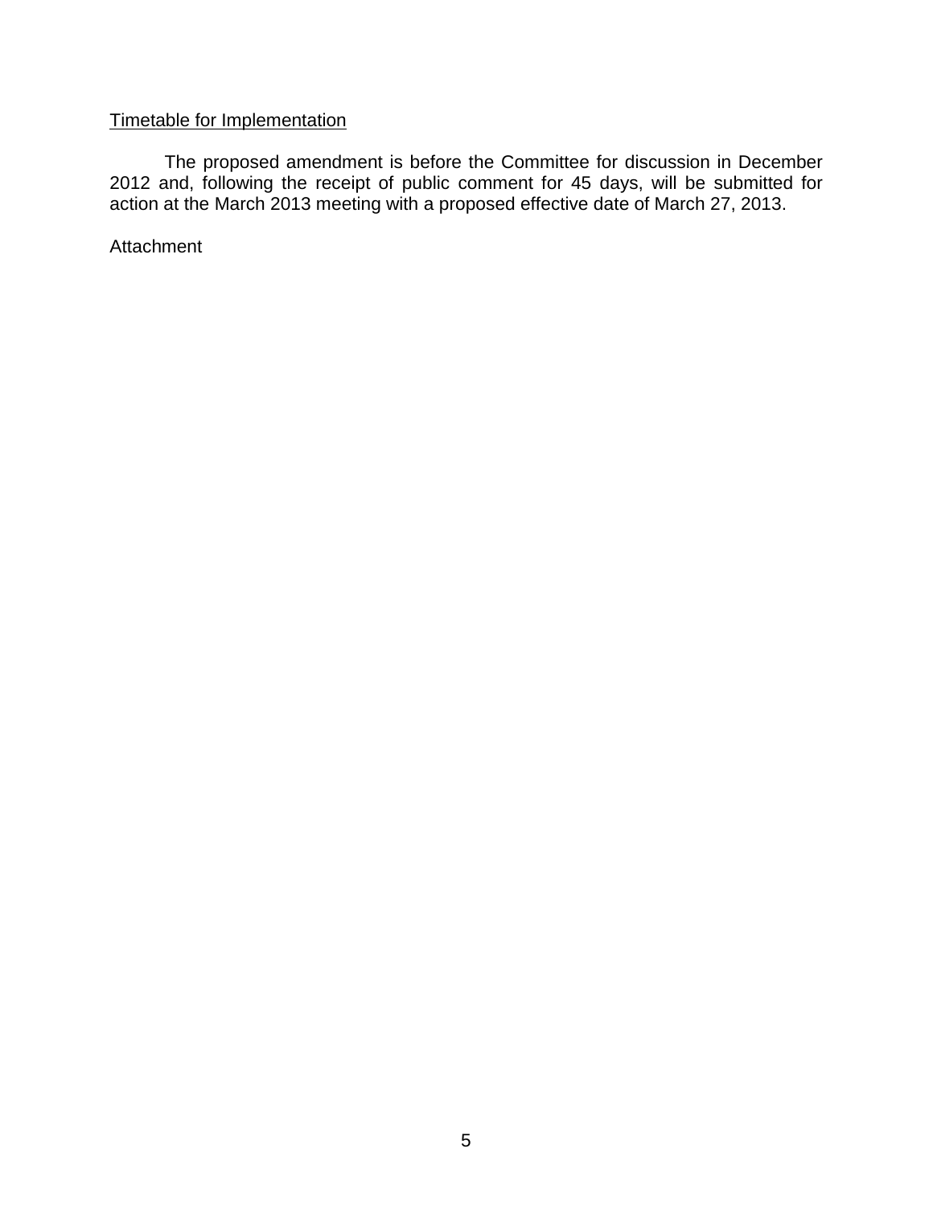Timetable for Implementation

The proposed amendment is before the Committee for discussion in December 2012 and, following the receipt of public comment for 45 days, will be submitted for action at the March 2013 meeting with a proposed effective date of March 27, 2013.

Attachment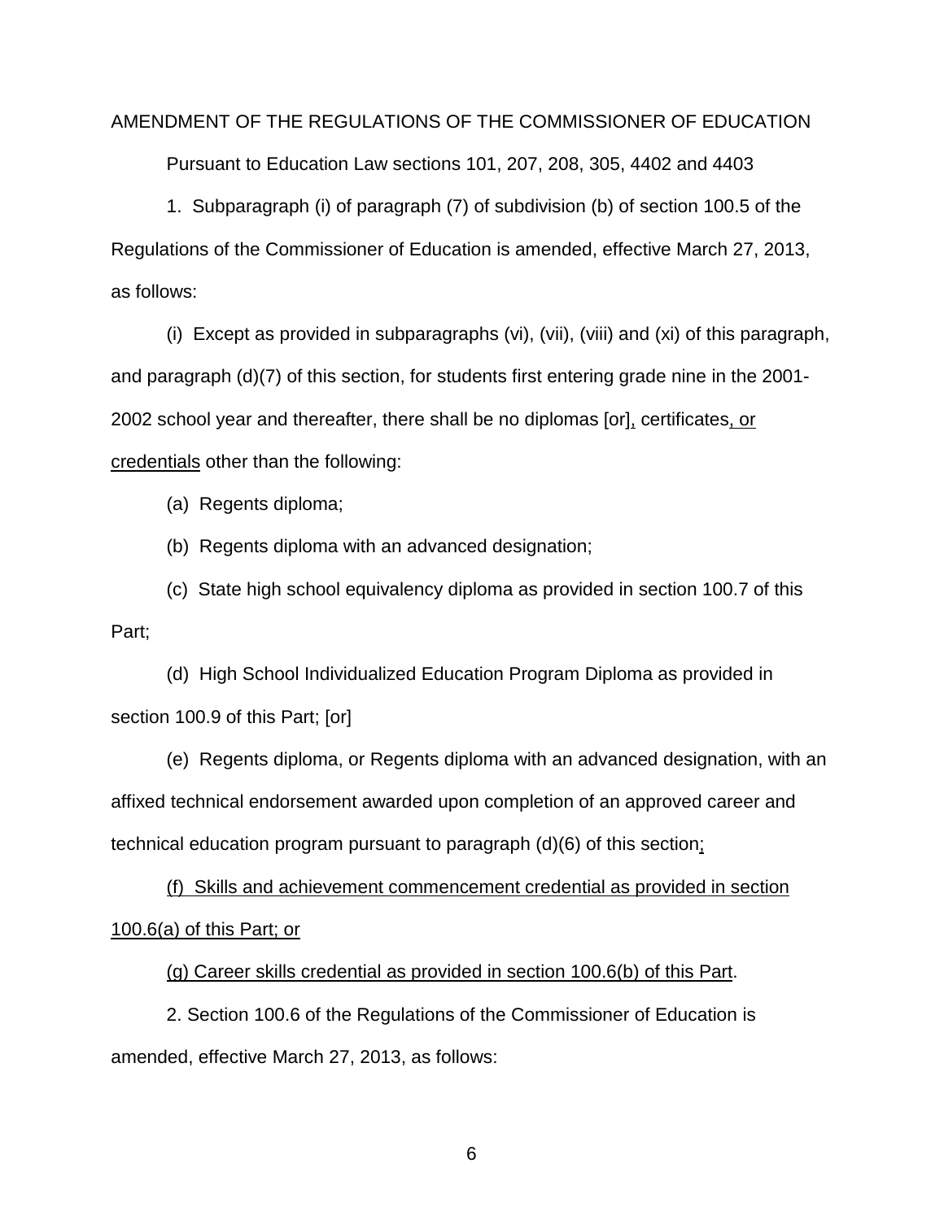AMENDMENT OF THE REGULATIONS OF THE COMMISSIONER OF EDUCATION

Pursuant to Education Law sections 101, 207, 208, 305, 4402 and 4403

1. Subparagraph (i) of paragraph (7) of subdivision (b) of section 100.5 of the Regulations of the Commissioner of Education is amended, effective March 27, 2013, as follows:

(i) Except as provided in subparagraphs (vi), (vii), (viii) and (xi) of this paragraph, and paragraph (d)(7) of this section, for students first entering grade nine in the 2001-2002 school year and thereafter, there shall be no diplomas [or], certificates, or credentials other than the following:

(a) Regents diploma;

(b) Regents diploma with an advanced designation;

(c) State high school equivalency diploma as provided in section 100.7 of this Part;

(d) High School Individualized Education Program Diploma as provided in section 100.9 of this Part; [or]

(e) Regents diploma, or Regents diploma with an advanced designation, with an affixed technical endorsement awarded upon completion of an approved career and technical education program pursuant to paragraph (d)(6) of this section;

(f) Skills and achievement commencement credential as provided in section 100.6(a) of this Part; or

(g) Career skills credential as provided in section 100.6(b) of this Part.

2. Section 100.6 of the Regulations of the Commissioner of Education is amended, effective March 27, 2013, as follows: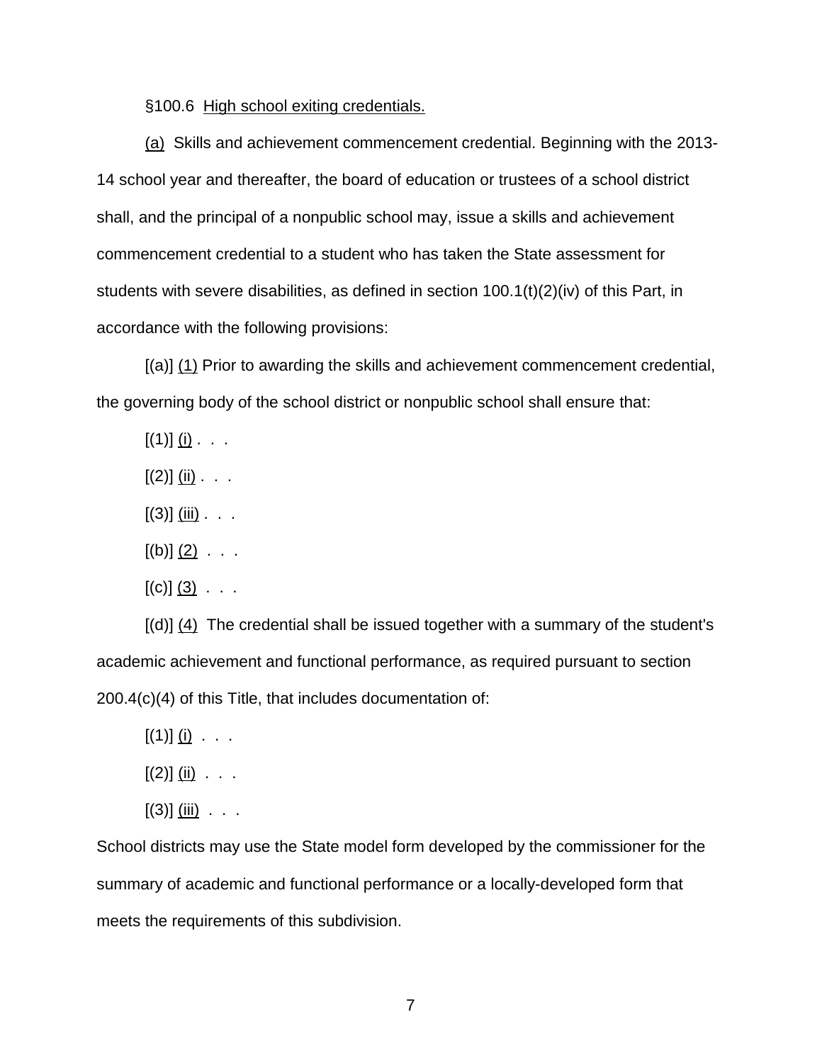§100.6 High school exiting credentials.

(a) Skills and achievement commencement credential. Beginning with the 2013-14 school year and thereafter, the board of education or trustees of a school district shall, and the principal of a nonpublic school may, issue a skills and achievement commencement credential to a student who has taken the State assessment for students with severe disabilities, as defined in section 100.1(t)(2)(iv) of this Part, in accordance with the following provisions:

[(a)] (1) Prior to awarding the skills and achievement commencement credential, the governing body of the school district or nonpublic school shall ensure that:

[(1)] (i) . . .

[(2)] (ii) . . .

[(3)] (iii) . . .

[(b)] (2) . . .

[(c)] (3) . . .

[(d)] (4) The credential shall be issued together with a summary of the student's academic achievement and functional performance, as required pursuant to section 200.4(c)(4) of this Title, that includes documentation of:

[(1)] (i) . . .

[(2)] (ii) . . .

[(3)] (iii) . . .

School districts may use the State model form developed by the commissioner for the summary of academic and functional performance or a locally-developed form that meets the requirements of this subdivision.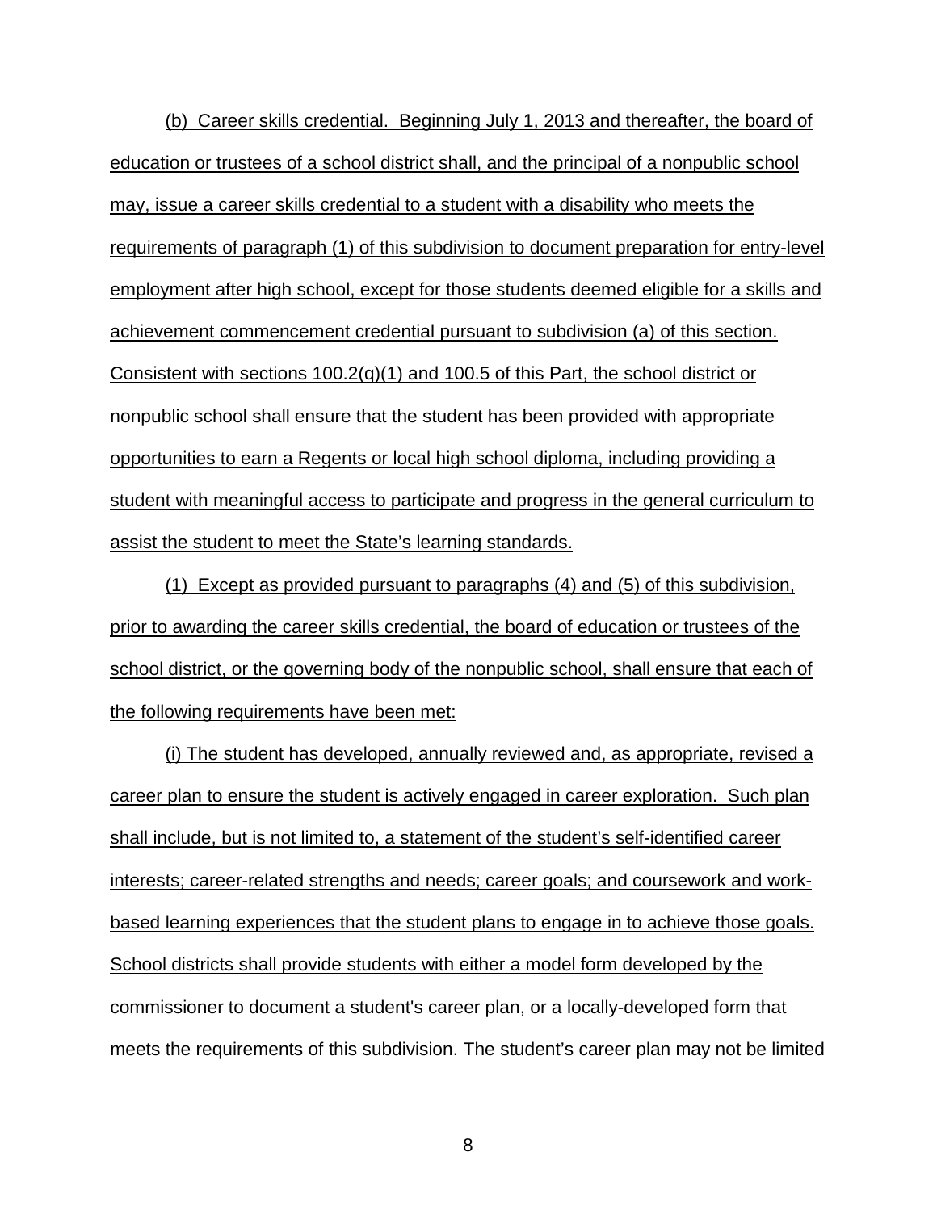(b) Career skills credential. Beginning July 1, 2013 and thereafter, the board of education or trustees of a school district shall, and the principal of a nonpublic school may, issue a career skills credential to a student with a disability who meets the requirements of paragraph (1) of this subdivision to document preparation for entry-level employment after high school, except for those students deemed eligible for a skills and achievement commencement credential pursuant to subdivision (a) of this section. Consistent with sections 100.2(q)(1) and 100.5 of this Part, the school district or nonpublic school shall ensure that the student has been provided with appropriate opportunities to earn a Regents or local high school diploma, including providing a student with meaningful access to participate and progress in the general curriculum to assist the student to meet the State's learning standards.

(1) Except as provided pursuant to paragraphs (4) and (5) of this subdivision, prior to awarding the career skills credential, the board of education or trustees of the school district, or the governing body of the nonpublic school, shall ensure that each of the following requirements have been met:

(i) The student has developed, annually reviewed and, as appropriate, revised a career plan to ensure the student is actively engaged in career exploration. Such plan shall include, but is not limited to, a statement of the student's self-identified career interests; career-related strengths and needs; career goals; and coursework and work-based learning experiences that the student plans to engage in to achieve those goals. School districts shall provide students with either a model form developed by the commissioner to document a student's career plan, or a locally-developed form that meets the requirements of this subdivision. The student's career plan may not be limited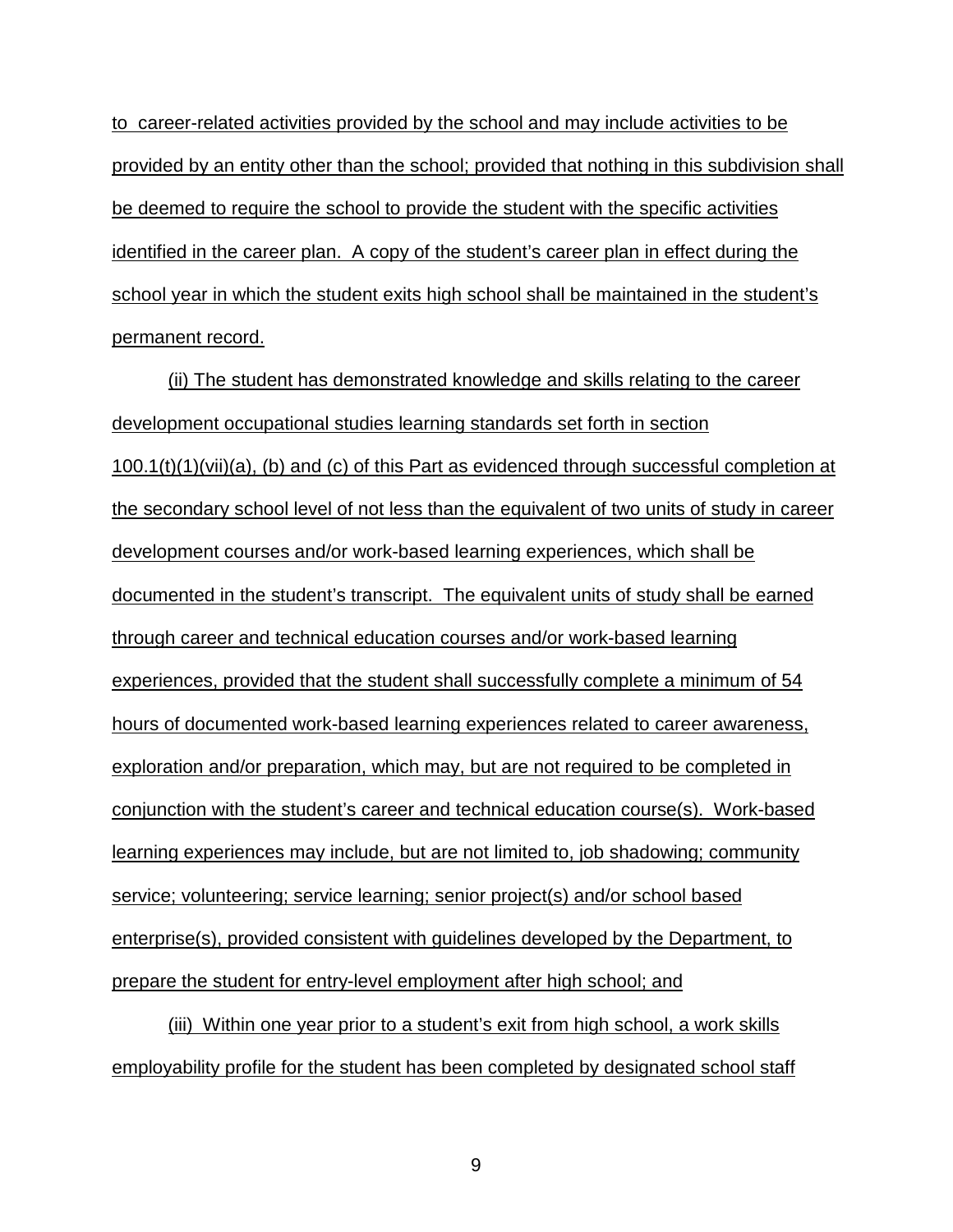to career-related activities provided by the school and may include activities to be provided by an entity other than the school; provided that nothing in this subdivision shall be deemed to require the school to provide the student with the specific activities identified in the career plan. A copy of the student's career plan in effect during the school year in which the student exits high school shall be maintained in the student's permanent record.

(ii) The student has demonstrated knowledge and skills relating to the career development occupational studies learning standards set forth in section 100.1(t)(1)(vii)(a), (b) and (c) of this Part as evidenced through successful completion at the secondary school level of not less than the equivalent of two units of study in career development courses and/or work-based learning experiences, which shall be documented in the student's transcript. The equivalent units of study shall be earned through career and technical education courses and/or work-based learning experiences, provided that the student shall successfully complete a minimum of 54 hours of documented work-based learning experiences related to career awareness, exploration and/or preparation, which may, but are not required to be completed in conjunction with the student's career and technical education course(s). Work-based learning experiences may include, but are not limited to, job shadowing; community service; volunteering; service learning; senior project(s) and/or school based enterprise(s), provided consistent with guidelines developed by the Department, to prepare the student for entry-level employment after high school; and

(iii) Within one year prior to a student's exit from high school, a work skills employability profile for the student has been completed by designated school staff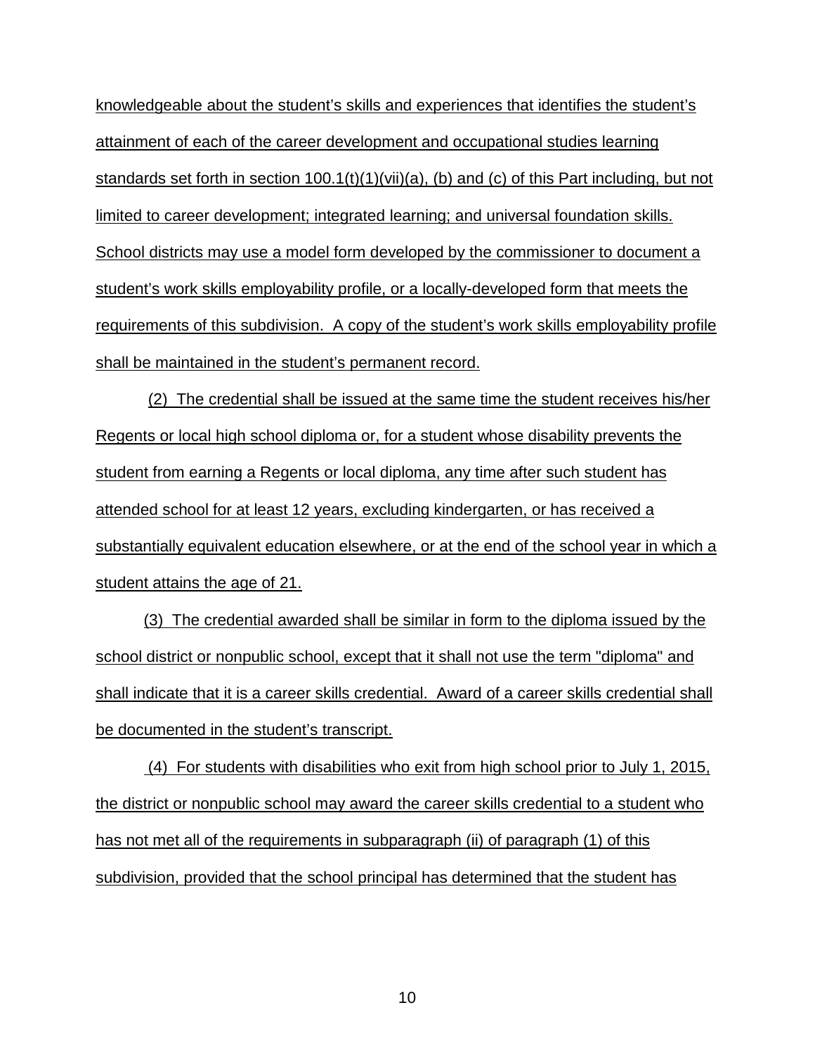knowledgeable about the student's skills and experiences that identifies the student's attainment of each of the career development and occupational studies learning standards set forth in section 100.1(t)(1)(vii)(a), (b) and (c) of this Part including, but not limited to career development; integrated learning; and universal foundation skills. School districts may use a model form developed by the commissioner to document a student's work skills employability profile, or a locally-developed form that meets the requirements of this subdivision. A copy of the student's work skills employability profile shall be maintained in the student's permanent record.

(2) The credential shall be issued at the same time the student receives his/her Regents or local high school diploma or, for a student whose disability prevents the student from earning a Regents or local diploma, any time after such student has attended school for at least 12 years, excluding kindergarten, or has received a substantially equivalent education elsewhere, or at the end of the school year in which a student attains the age of 21.

(3) The credential awarded shall be similar in form to the diploma issued by the school district or nonpublic school, except that it shall not use the term "diploma" and shall indicate that it is a career skills credential. Award of a career skills credential shall be documented in the student's transcript.

(4) For students with disabilities who exit from high school prior to July 1, 2015, the district or nonpublic school may award the career skills credential to a student who has not met all of the requirements in subparagraph (ii) of paragraph (1) of this subdivision, provided that the school principal has determined that the student has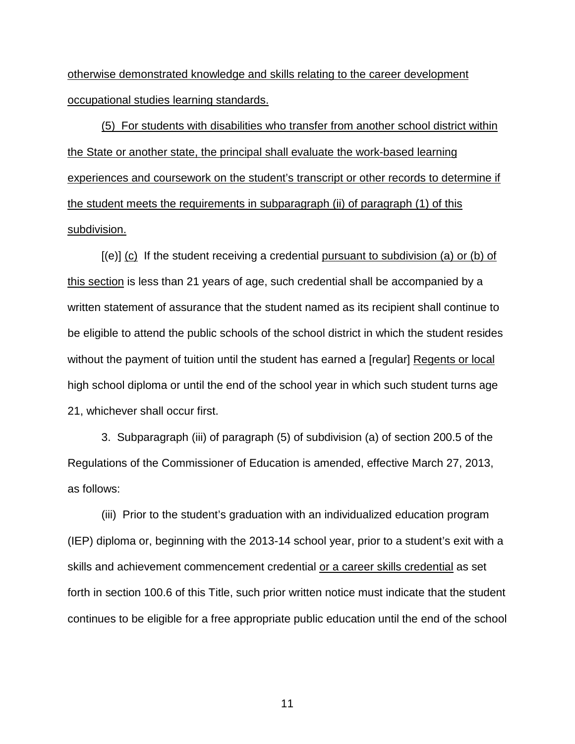otherwise demonstrated knowledge and skills relating to the career development occupational studies learning standards.

(5) For students with disabilities who transfer from another school district within the State or another state, the principal shall evaluate the work-based learning experiences and coursework on the student's transcript or other records to determine if the student meets the requirements in subparagraph (ii) of paragraph (1) of this subdivision.

[(e)] (c) If the student receiving a credential pursuant to subdivision (a) or (b) of this section is less than 21 years of age, such credential shall be accompanied by a written statement of assurance that the student named as its recipient shall continue to be eligible to attend the public schools of the school district in which the student resides without the payment of tuition until the student has earned a [regular] Regents or local high school diploma or until the end of the school year in which such student turns age 21, whichever shall occur first.

3. Subparagraph (iii) of paragraph (5) of subdivision (a) of section 200.5 of the Regulations of the Commissioner of Education is amended, effective March 27, 2013, as follows:

(iii) Prior to the student's graduation with an individualized education program (IEP) diploma or, beginning with the 2013-14 school year, prior to a student's exit with a skills and achievement commencement credential or a career skills credential as set forth in section 100.6 of this Title, such prior written notice must indicate that the student continues to be eligible for a free appropriate public education until the end of the school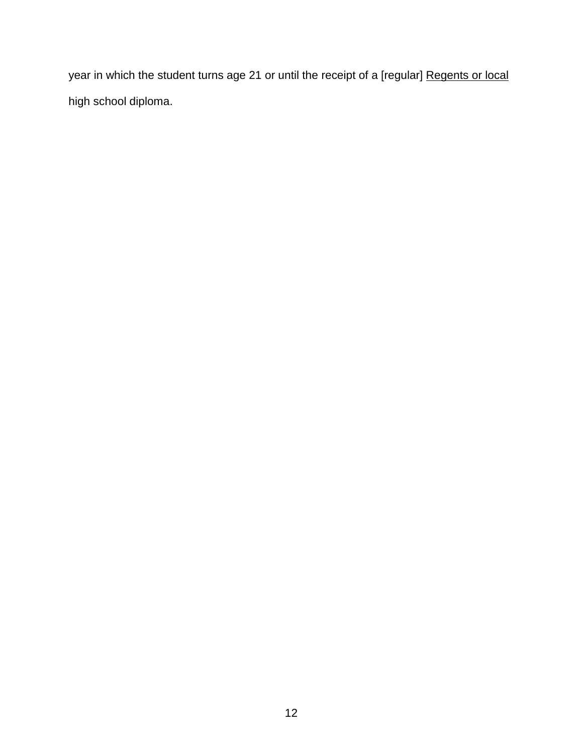year in which the student turns age 21 or until the receipt of a [regular] <u>Regents or local</u> high school diploma.